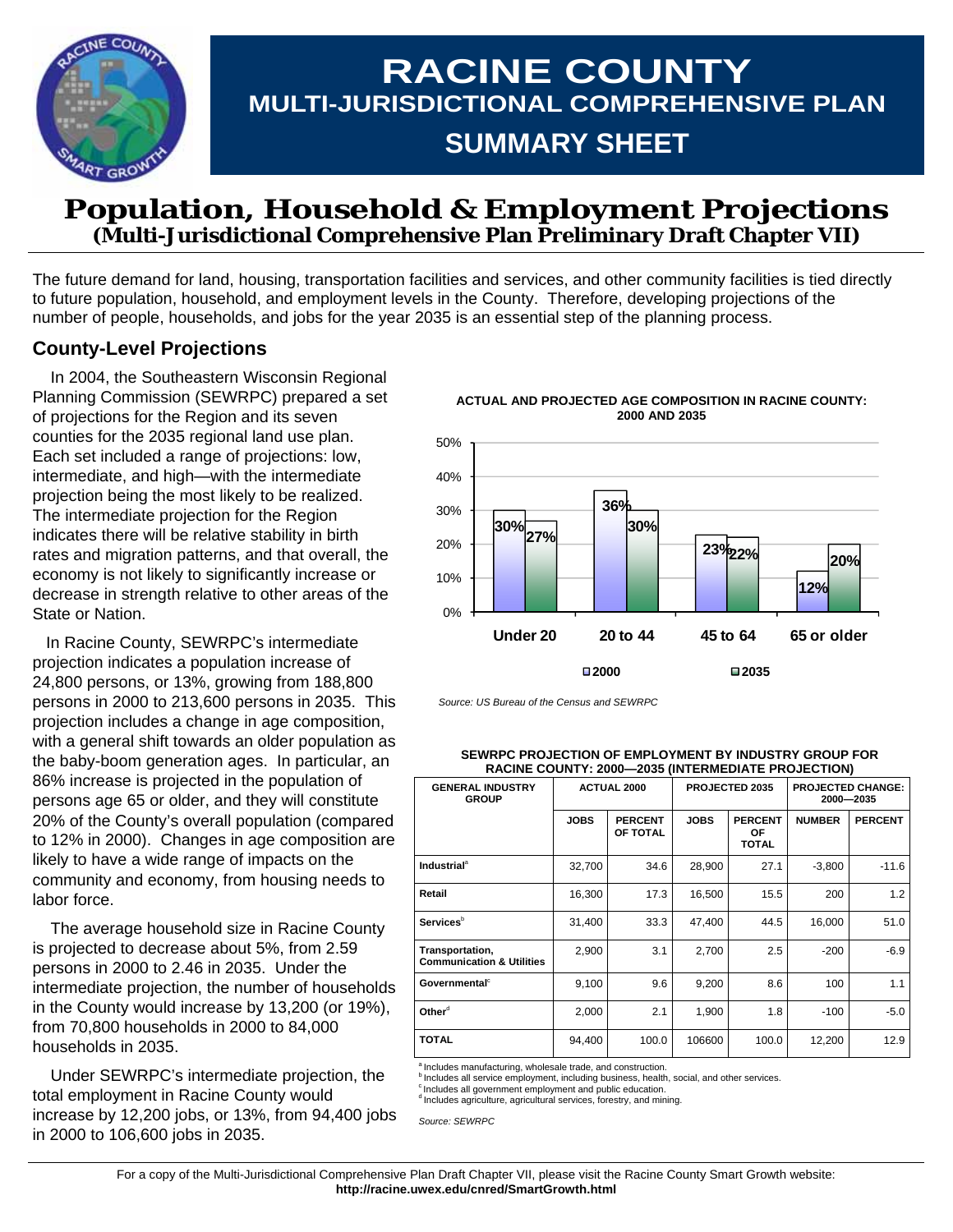# RACINE COUNTY

## MULTI-JURISDICTIONAL COMPREHENSIVE PLAN

## SUMMARY SHEET

# Population, Household & Employment Projections

### (Multi-Jurisdictional Comprehensive Plan Preliminary Draft Chapter VII)

The future demand for land, housing, transportation facilities and services, and other community facilities is tied directly to future population, household, and employment levels in the County. Therefore, developing projections of the number of people, households, and jobs for the year 2035 is an essential step of the planning process.

## County-Level Projections

In 2004, the Southeastern Wisconsin Regional Planning Commission (SEWRPC) prepared a set of projections for the Region and its seven counties for the 2035 regional land use plan. Each set included a range of projections: low, intermediate, and high—with the intermediate projection being the most likely to be realized. The intermediate projection for the Region indicates there will be relative stability in birth rates and migration patterns, and that overall, the economy is not likely to significantly increase or decrease in strength relative to other areas of the State or Nation.

In Racine County, SEWRPC's intermediate projection indicates a population increase of 24,800 persons, or 13%, growing from 188,800 persons in 2000 to 213,600 persons in 2035. This projection includes a change in age composition, with a general shift towards an older population as the baby-boom generation ages. In particular, an 86% increase is projected in the population of persons age 65 or older, and they will constitute 20% of the County's overall population (compared to 12% in 2000). Changes in age composition are likely to have a wide range of impacts on the community and economy, from housing needs to labor force.

The average household size in Racine County is projected to decrease about 5%, from 2.59 persons in 2000 to 2.46 in 2035. Under the intermediate projection, the number of households in the County would increase by 13,200 (or 19%), from 70,800 households in 2000 to 84,000 households in 2035.

Under SEWRPC's intermediate projection, the total employment in Racine County would increase by 12,200 jobs, or 13%, from 94,400 jobs in 2000 to 106,600 jobs in 2035.

**ACTUAL AND PROJECTED AGE COMPOSITION IN RACINE COUNTY: 2000 AND 2035**

| Age Group | 2000 | 2035 |
|---|---|---|
| Under 20 | 30% | 27% |
| 20 to 44 | 36% | 30% |
| 45 to 64 | 23% | 22% |
| 65 or older | 12% | 20% |

*Source: US Bureau of the Census and SEWRPC*

**SEWRPC PROJECTION OF EMPLOYMENT BY INDUSTRY GROUP FOR RACINE COUNTY: 2000—2035 (INTERMEDIATE PROJECTION)**

| GENERAL INDUSTRY GROUP | ACTUAL 2000 | | PROJECTED 2035 | | PROJECTED CHANGE: 2000—2035 | |
|---|---|---|---|---|---|---|
| | JOBS | PERCENT OF TOTAL | JOBS | PERCENT OF TOTAL | NUMBER | PERCENT |
| Industrial[a] | 32,700 | 34.6 | 28,900 | 27.1 | -3,800 | -11.6 |
| Retail | 16,300 | 17.3 | 16,500 | 15.5 | 200 | 1.2 |
| Services[b] | 31,400 | 33.3 | 47,400 | 44.5 | 16,000 | 51.0 |
| Transportation, Communication & Utilities | 2,900 | 3.1 | 2,700 | 2.5 | -200 | -6.9 |
| Governmental[c] | 9,100 | 9.6 | 9,200 | 8.6 | 100 | 1.1 |
| Other[d] | 2,000 | 2.1 | 1,900 | 1.8 | -100 | -5.0 |
| TOTAL | 94,400 | 100.0 | 106600 | 100.0 | 12,200 | 12.9 |

[a] Includes manufacturing, wholesale trade, and construction.
[b] Includes all service employment, including business, health, social, and other services.
[c] Includes all government employment and public education.
[d] Includes agriculture, agricultural services, forestry, and mining.

*Source: SEWRPC*

For a copy of the Multi-Jurisdictional Comprehensive Plan Draft Chapter VII, please visit the Racine County Smart Growth website: **http://racine.uwex.edu/cnred/SmartGrowth.html**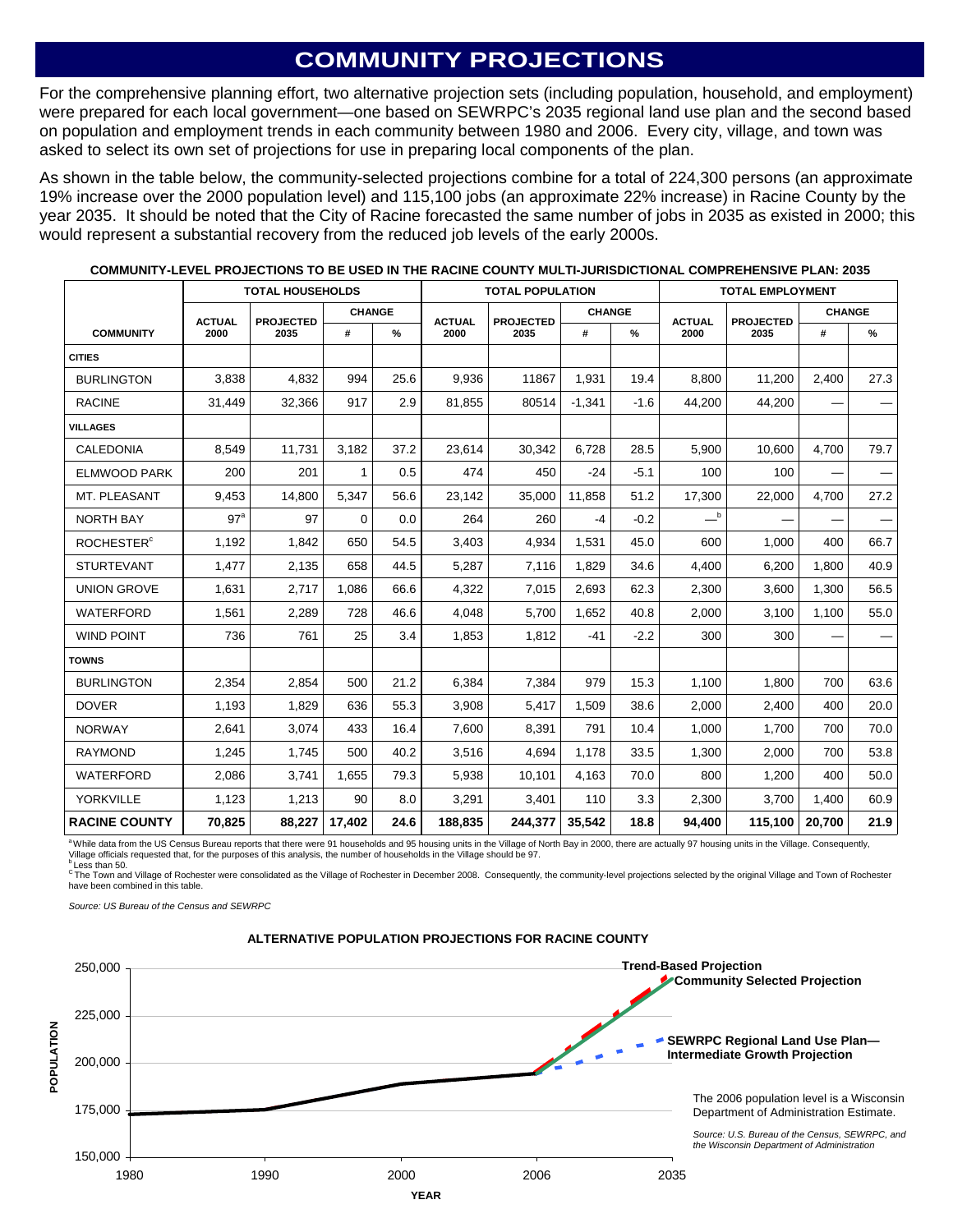# COMMUNITY PROJECTIONS

For the comprehensive planning effort, two alternative projection sets (including population, household, and employment) were prepared for each local government—one based on SEWRPC's 2035 regional land use plan and the second based on population and employment trends in each community between 1980 and 2006. Every city, village, and town was asked to select its own set of projections for use in preparing local components of the plan.

As shown in the table below, the community-selected projections combine for a total of 224,300 persons (an approximate 19% increase over the 2000 population level) and 115,100 jobs (an approximate 22% increase) in Racine County by the year 2035. It should be noted that the City of Racine forecasted the same number of jobs in 2035 as existed in 2000; this would represent a substantial recovery from the reduced job levels of the early 2000s.

**COMMUNITY-LEVEL PROJECTIONS TO BE USED IN THE RACINE COUNTY MULTI-JURISDICTIONAL COMPREHENSIVE PLAN: 2035**

| | TOTAL HOUSEHOLDS | | | | TOTAL POPULATION | | | | TOTAL EMPLOYMENT | | | |
|---|---|---|---|---|---|---|---|---|---|---|---|---|
| | ACTUAL | PROJECTED | CHANGE | | ACTUAL | PROJECTED | CHANGE | | ACTUAL | PROJECTED | CHANGE | |
| COMMUNITY | 2000 | 2035 | # | % | 2000 | 2035 | # | % | 2000 | 2035 | # | % |
| **CITIES** | | | | | | | | | | | | |
| BURLINGTON | 3,838 | 4,832 | 994 | 25.6 | 9,936 | 11867 | 1,931 | 19.4 | 8,800 | 11,200 | 2,400 | 27.3 |
| RACINE | 31,449 | 32,366 | 917 | 2.9 | 81,855 | 80514 | -1,341 | -1.6 | 44,200 | 44,200 | — | — |
| **VILLAGES** | | | | | | | | | | | | |
| CALEDONIA | 8,549 | 11,731 | 3,182 | 37.2 | 23,614 | 30,342 | 6,728 | 28.5 | 5,900 | 10,600 | 4,700 | 79.7 |
| ELMWOOD PARK | 200 | 201 | 1 | 0.5 | 474 | 450 | -24 | -5.1 | 100 | 100 | — | — |
| MT. PLEASANT | 9,453 | 14,800 | 5,347 | 56.6 | 23,142 | 35,000 | 11,858 | 51.2 | 17,300 | 22,000 | 4,700 | 27.2 |
| NORTH BAY | 97[a] | 97 | 0 | 0.0 | 264 | 260 | -4 | -0.2 | —[b] | — | — | — |
| ROCHESTER[c] | 1,192 | 1,842 | 650 | 54.5 | 3,403 | 4,934 | 1,531 | 45.0 | 600 | 1,000 | 400 | 66.7 |
| STURTEVANT | 1,477 | 2,135 | 658 | 44.5 | 5,287 | 7,116 | 1,829 | 34.6 | 4,400 | 6,200 | 1,800 | 40.9 |
| UNION GROVE | 1,631 | 2,717 | 1,086 | 66.6 | 4,322 | 7,015 | 2,693 | 62.3 | 2,300 | 3,600 | 1,300 | 56.5 |
| WATERFORD | 1,561 | 2,289 | 728 | 46.6 | 4,048 | 5,700 | 1,652 | 40.8 | 2,000 | 3,100 | 1,100 | 55.0 |
| WIND POINT | 736 | 761 | 25 | 3.4 | 1,853 | 1,812 | -41 | -2.2 | 300 | 300 | — | — |
| **TOWNS** | | | | | | | | | | | | |
| BURLINGTON | 2,354 | 2,854 | 500 | 21.2 | 6,384 | 7,384 | 979 | 15.3 | 1,100 | 1,800 | 700 | 63.6 |
| DOVER | 1,193 | 1,829 | 636 | 55.3 | 3,908 | 5,417 | 1,509 | 38.6 | 2,000 | 2,400 | 400 | 20.0 |
| NORWAY | 2,641 | 3,074 | 433 | 16.4 | 7,600 | 8,391 | 791 | 10.4 | 1,000 | 1,700 | 700 | 70.0 |
| RAYMOND | 1,245 | 1,745 | 500 | 40.2 | 3,516 | 4,694 | 1,178 | 33.5 | 1,300 | 2,000 | 700 | 53.8 |
| WATERFORD | 2,086 | 3,741 | 1,655 | 79.3 | 5,938 | 10,101 | 4,163 | 70.0 | 800 | 1,200 | 400 | 50.0 |
| YORKVILLE | 1,123 | 1,213 | 90 | 8.0 | 3,291 | 3,401 | 110 | 3.3 | 2,300 | 3,700 | 1,400 | 60.9 |
| **RACINE COUNTY** | **70,825** | **88,227** | **17,402** | **24.6** | **188,835** | **244,377** | **35,542** | **18.8** | **94,400** | **115,100** | **20,700** | **21.9** |

[a] While data from the US Census Bureau reports that there were 91 households and 95 housing units in the Village of North Bay in 2000, there are actually 97 housing units in the Village. Consequently, Village officials requested that, for the purposes of this analysis, the number of households in the Village should be 97.
[b] Less than 50.
[c] The Town and Village of Rochester were consolidated as the Village of Rochester in December 2008. Consequently, the community-level projections selected by the original Village and Town of Rochester have been combined in this table.

*Source: US Bureau of the Census and SEWRPC*

**ALTERNATIVE POPULATION PROJECTIONS FOR RACINE COUNTY**

POPULATION
250,000
225,000
200,000
175,000
150,000
1980
1990
2000
2006
2035
YEAR

Trend-Based Projection
Community Selected Projection
SEWRPC Regional Land Use Plan—Intermediate Growth Projection

The 2006 population level is a Wisconsin Department of Administration Estimate.

*Source: U.S. Bureau of the Census, SEWRPC, and the Wisconsin Department of Administration*